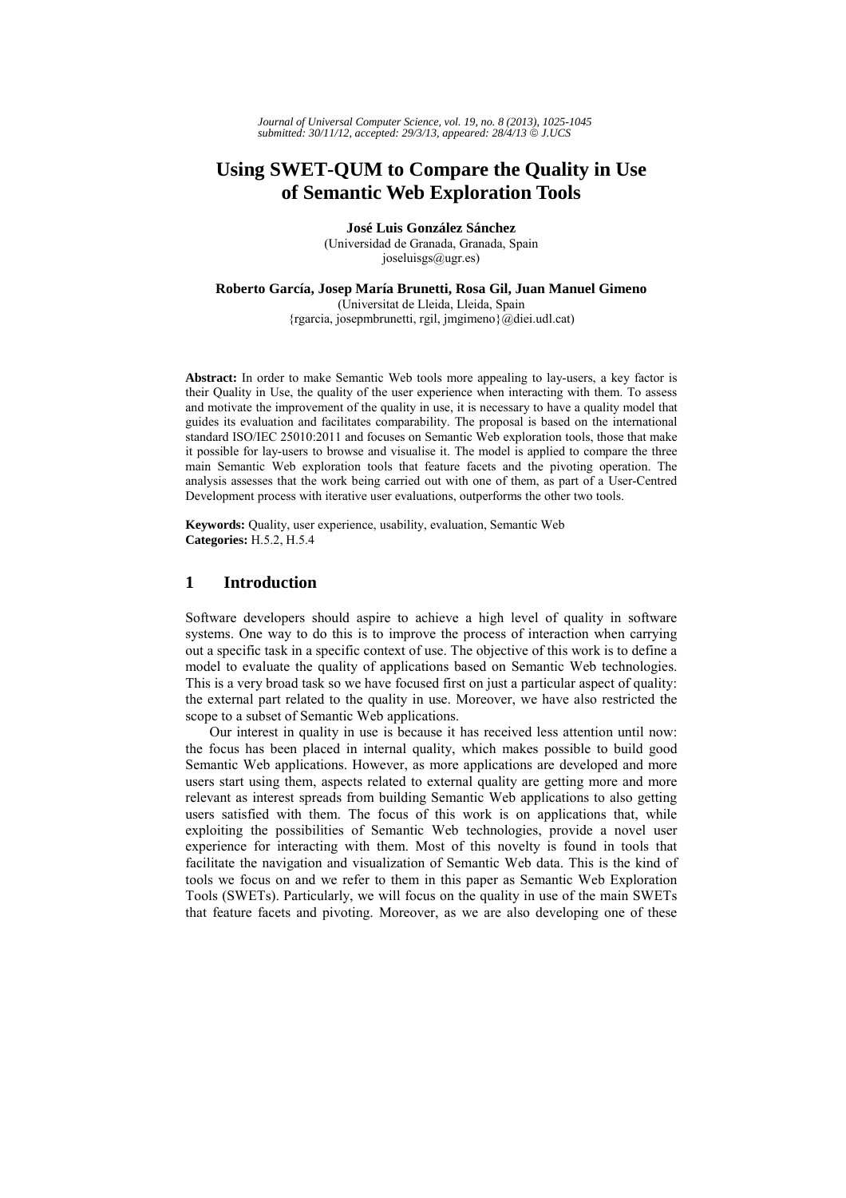# Using SWET-QUM to Compare the Quality in Use of Semantic Web Exploration Tools

**José Luis González Sánchez**
(Universidad de Granada, Granada, Spain
joseluisgs@ugr.es)

**Roberto García, Josep María Brunetti, Rosa Gil, Juan Manuel Gimeno**
(Universitat de Lleida, Lleida, Spain
{rgarcia, josepmbrunetti, rgil, jmgimeno}@diei.udl.cat)

**Abstract:** In order to make Semantic Web tools more appealing to lay-users, a key factor is their Quality in Use, the quality of the user experience when interacting with them. To assess and motivate the improvement of the quality in use, it is necessary to have a quality model that guides its evaluation and facilitates comparability. The proposal is based on the international standard ISO/IEC 25010:2011 and focuses on Semantic Web exploration tools, those that make it possible for lay-users to browse and visualise it. The model is applied to compare the three main Semantic Web exploration tools that feature facets and the pivoting operation. The analysis assesses that the work being carried out with one of them, as part of a User-Centred Development process with iterative user evaluations, outperforms the other two tools.

**Keywords:** Quality, user experience, usability, evaluation, Semantic Web
**Categories:** H.5.2, H.5.4

## 1 Introduction

Software developers should aspire to achieve a high level of quality in software systems. One way to do this is to improve the process of interaction when carrying out a specific task in a specific context of use. The objective of this work is to define a model to evaluate the quality of applications based on Semantic Web technologies. This is a very broad task so we have focused first on just a particular aspect of quality: the external part related to the quality in use. Moreover, we have also restricted the scope to a subset of Semantic Web applications.

Our interest in quality in use is because it has received less attention until now: the focus has been placed in internal quality, which makes possible to build good Semantic Web applications. However, as more applications are developed and more users start using them, aspects related to external quality are getting more and more relevant as interest spreads from building Semantic Web applications to also getting users satisfied with them. The focus of this work is on applications that, while exploiting the possibilities of Semantic Web technologies, provide a novel user experience for interacting with them. Most of this novelty is found in tools that facilitate the navigation and visualization of Semantic Web data. This is the kind of tools we focus on and we refer to them in this paper as Semantic Web Exploration Tools (SWETs). Particularly, we will focus on the quality in use of the main SWETs that feature facets and pivoting. Moreover, as we are also developing one of these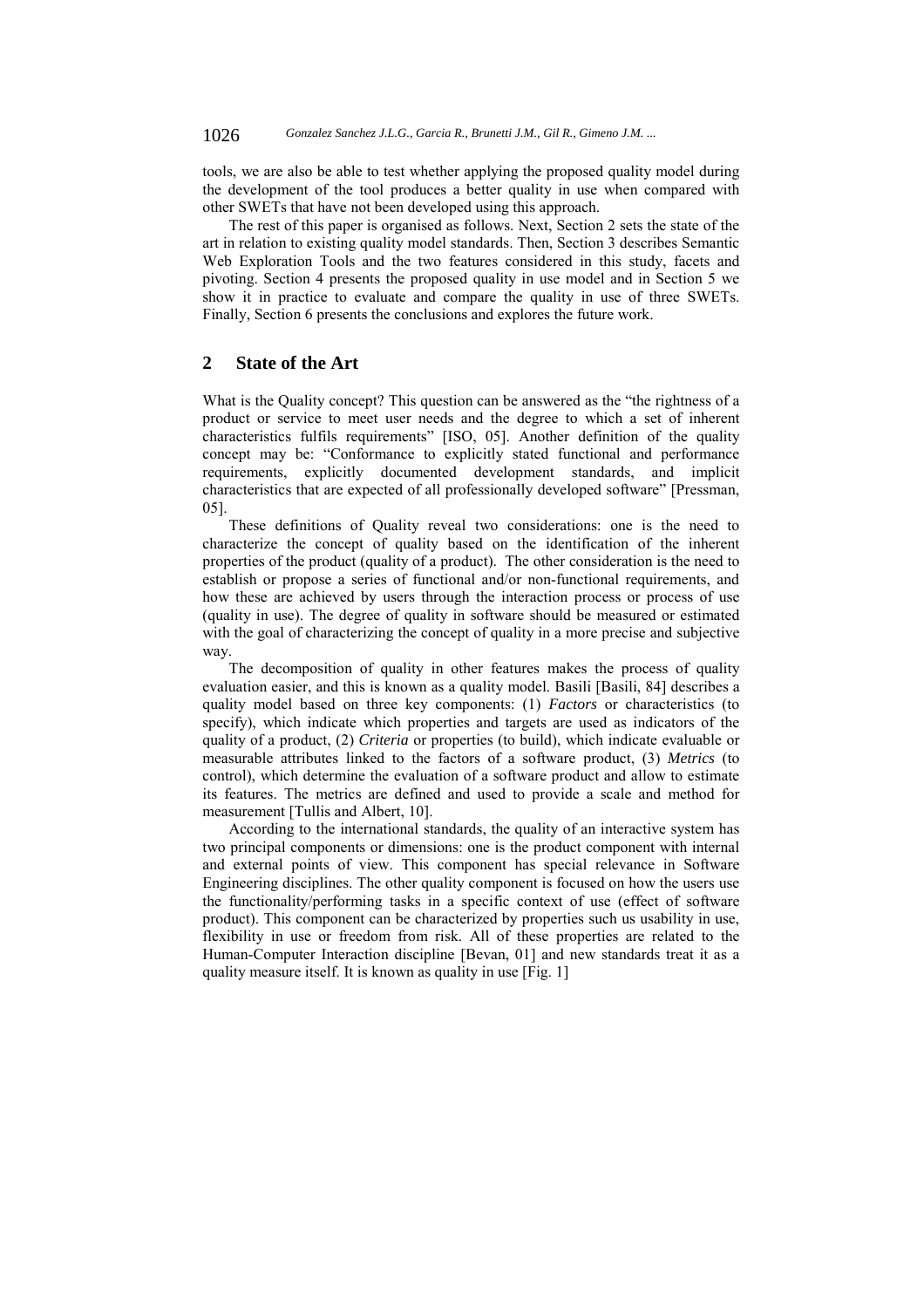tools, we are also be able to test whether applying the proposed quality model during the development of the tool produces a better quality in use when compared with other SWETs that have not been developed using this approach.

The rest of this paper is organised as follows. Next, Section 2 sets the state of the art in relation to existing quality model standards. Then, Section 3 describes Semantic Web Exploration Tools and the two features considered in this study, facets and pivoting. Section 4 presents the proposed quality in use model and in Section 5 we show it in practice to evaluate and compare the quality in use of three SWETs. Finally, Section 6 presents the conclusions and explores the future work.

## 2 State of the Art

What is the Quality concept? This question can be answered as the "the rightness of a product or service to meet user needs and the degree to which a set of inherent characteristics fulfils requirements" [ISO, 05]. Another definition of the quality concept may be: "Conformance to explicitly stated functional and performance requirements, explicitly documented development standards, and implicit characteristics that are expected of all professionally developed software" [Pressman, 05].

These definitions of Quality reveal two considerations: one is the need to characterize the concept of quality based on the identification of the inherent properties of the product (quality of a product). The other consideration is the need to establish or propose a series of functional and/or non-functional requirements, and how these are achieved by users through the interaction process or process of use (quality in use). The degree of quality in software should be measured or estimated with the goal of characterizing the concept of quality in a more precise and subjective way.

The decomposition of quality in other features makes the process of quality evaluation easier, and this is known as a quality model. Basili [Basili, 84] describes a quality model based on three key components: (1) *Factors* or characteristics (to specify), which indicate which properties and targets are used as indicators of the quality of a product, (2) *Criteria* or properties (to build), which indicate evaluable or measurable attributes linked to the factors of a software product, (3) *Metrics* (to control), which determine the evaluation of a software product and allow to estimate its features. The metrics are defined and used to provide a scale and method for measurement [Tullis and Albert, 10].

According to the international standards, the quality of an interactive system has two principal components or dimensions: one is the product component with internal and external points of view. This component has special relevance in Software Engineering disciplines. The other quality component is focused on how the users use the functionality/performing tasks in a specific context of use (effect of software product). This component can be characterized by properties such us usability in use, flexibility in use or freedom from risk. All of these properties are related to the Human-Computer Interaction discipline [Bevan, 01] and new standards treat it as a quality measure itself. It is known as quality in use [Fig. 1]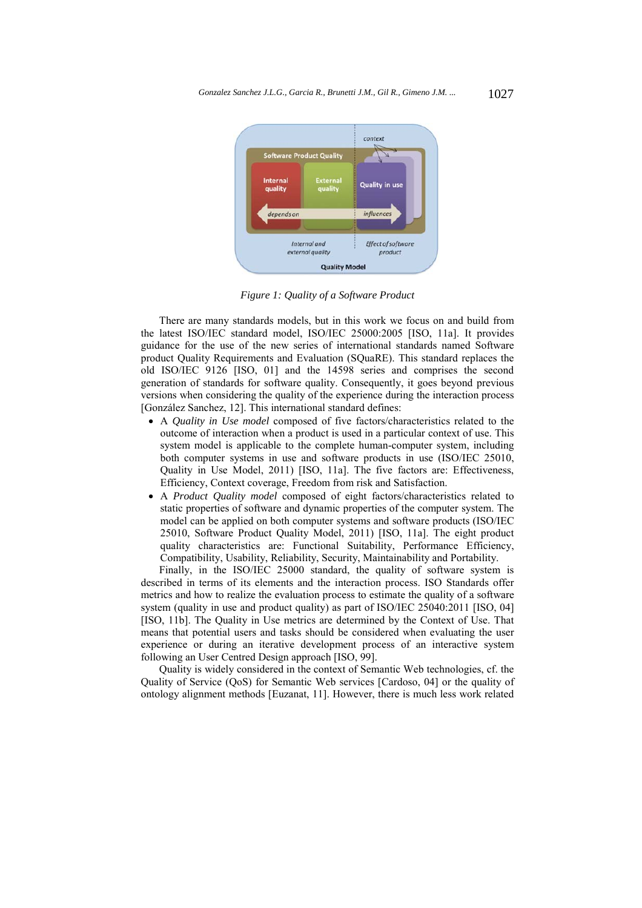Figure 1: Quality of a Software Product

There are many standards models, but in this work we focus on and build from the latest ISO/IEC standard model, ISO/IEC 25000:2005 [ISO, 11a]. It provides guidance for the use of the new series of international standards named Software product Quality Requirements and Evaluation (SQuaRE). This standard replaces the old ISO/IEC 9126 [ISO, 01] and the 14598 series and comprises the second generation of standards for software quality. Consequently, it goes beyond previous versions when considering the quality of the experience during the interaction process [González Sanchez, 12]. This international standard defines:

- A *Quality in Use model* composed of five factors/characteristics related to the outcome of interaction when a product is used in a particular context of use. This system model is applicable to the complete human-computer system, including both computer systems in use and software products in use (ISO/IEC 25010, Quality in Use Model, 2011) [ISO, 11a]. The five factors are: Effectiveness, Efficiency, Context coverage, Freedom from risk and Satisfaction.
- A *Product Quality model* composed of eight factors/characteristics related to static properties of software and dynamic properties of the computer system. The model can be applied on both computer systems and software products (ISO/IEC 25010, Software Product Quality Model, 2011) [ISO, 11a]. The eight product quality characteristics are: Functional Suitability, Performance Efficiency, Compatibility, Usability, Reliability, Security, Maintainability and Portability.

Finally, in the ISO/IEC 25000 standard, the quality of software system is described in terms of its elements and the interaction process. ISO Standards offer metrics and how to realize the evaluation process to estimate the quality of a software system (quality in use and product quality) as part of ISO/IEC 25040:2011 [ISO, 04] [ISO, 11b]. The Quality in Use metrics are determined by the Context of Use. That means that potential users and tasks should be considered when evaluating the user experience or during an iterative development process of an interactive system following an User Centred Design approach [ISO, 99].

Quality is widely considered in the context of Semantic Web technologies, cf. the Quality of Service (QoS) for Semantic Web services [Cardoso, 04] or the quality of ontology alignment methods [Euzanat, 11]. However, there is much less work related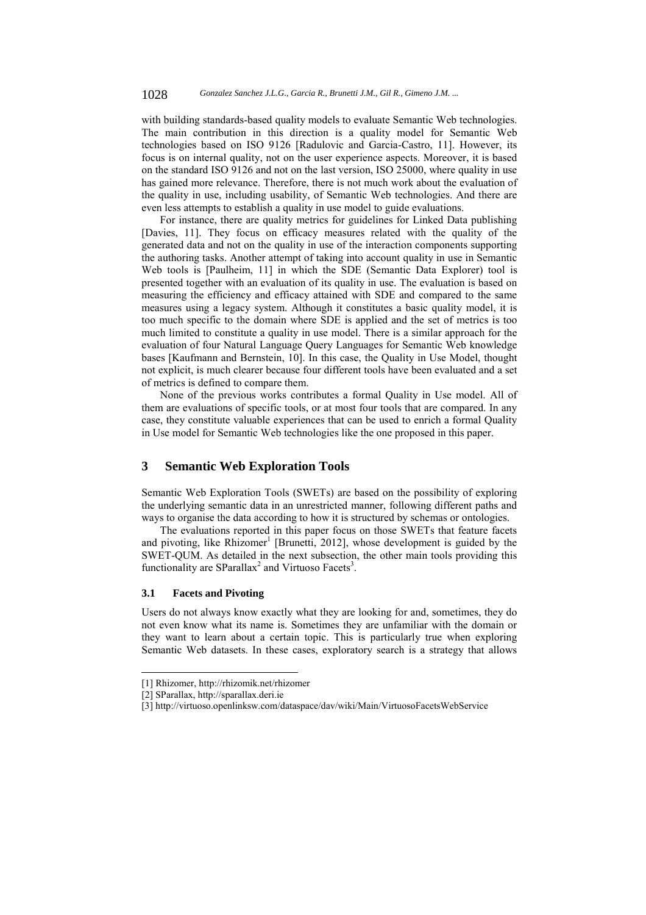with building standards-based quality models to evaluate Semantic Web technologies. The main contribution in this direction is a quality model for Semantic Web technologies based on ISO 9126 [Radulovic and Garcia-Castro, 11]. However, its focus is on internal quality, not on the user experience aspects. Moreover, it is based on the standard ISO 9126 and not on the last version, ISO 25000, where quality in use has gained more relevance. Therefore, there is not much work about the evaluation of the quality in use, including usability, of Semantic Web technologies. And there are even less attempts to establish a quality in use model to guide evaluations.

For instance, there are quality metrics for guidelines for Linked Data publishing [Davies, 11]. They focus on efficacy measures related with the quality of the generated data and not on the quality in use of the interaction components supporting the authoring tasks. Another attempt of taking into account quality in use in Semantic Web tools is [Paulheim, 11] in which the SDE (Semantic Data Explorer) tool is presented together with an evaluation of its quality in use. The evaluation is based on measuring the efficiency and efficacy attained with SDE and compared to the same measures using a legacy system. Although it constitutes a basic quality model, it is too much specific to the domain where SDE is applied and the set of metrics is too much limited to constitute a quality in use model. There is a similar approach for the evaluation of four Natural Language Query Languages for Semantic Web knowledge bases [Kaufmann and Bernstein, 10]. In this case, the Quality in Use Model, thought not explicit, is much clearer because four different tools have been evaluated and a set of metrics is defined to compare them.

None of the previous works contributes a formal Quality in Use model. All of them are evaluations of specific tools, or at most four tools that are compared. In any case, they constitute valuable experiences that can be used to enrich a formal Quality in Use model for Semantic Web technologies like the one proposed in this paper.

## 3 Semantic Web Exploration Tools

Semantic Web Exploration Tools (SWETs) are based on the possibility of exploring the underlying semantic data in an unrestricted manner, following different paths and ways to organise the data according to how it is structured by schemas or ontologies.

The evaluations reported in this paper focus on those SWETs that feature facets and pivoting, like Rhizomer[1] [Brunetti, 2012], whose development is guided by the SWET-QUM. As detailed in the next subsection, the other main tools providing this functionality are SParallax[2] and Virtuoso Facets[3].

### 3.1 Facets and Pivoting

Users do not always know exactly what they are looking for and, sometimes, they do not even know what its name is. Sometimes they are unfamiliar with the domain or they want to learn about a certain topic. This is particularly true when exploring Semantic Web datasets. In these cases, exploratory search is a strategy that allows

[1] Rhizomer, http://rhizomik.net/rhizomer

[2] SParallax, http://sparallax.deri.ie

[3] http://virtuoso.openlinksw.com/dataspace/dav/wiki/Main/VirtuosoFacetsWebService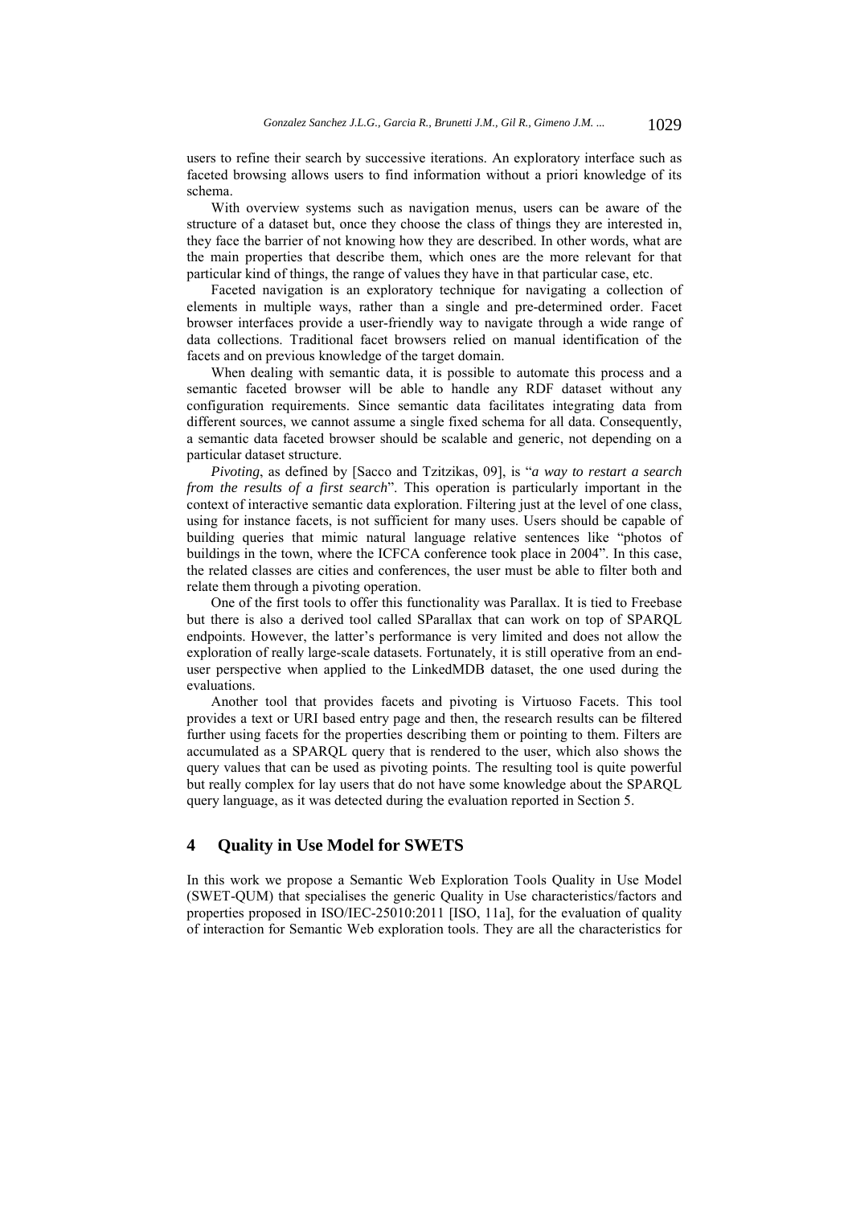users to refine their search by successive iterations. An exploratory interface such as faceted browsing allows users to find information without a priori knowledge of its schema.

With overview systems such as navigation menus, users can be aware of the structure of a dataset but, once they choose the class of things they are interested in, they face the barrier of not knowing how they are described. In other words, what are the main properties that describe them, which ones are the more relevant for that particular kind of things, the range of values they have in that particular case, etc.

Faceted navigation is an exploratory technique for navigating a collection of elements in multiple ways, rather than a single and pre-determined order. Facet browser interfaces provide a user-friendly way to navigate through a wide range of data collections. Traditional facet browsers relied on manual identification of the facets and on previous knowledge of the target domain.

When dealing with semantic data, it is possible to automate this process and a semantic faceted browser will be able to handle any RDF dataset without any configuration requirements. Since semantic data facilitates integrating data from different sources, we cannot assume a single fixed schema for all data. Consequently, a semantic data faceted browser should be scalable and generic, not depending on a particular dataset structure.

*Pivoting*, as defined by [Sacco and Tzitzikas, 09], is "*a way to restart a search from the results of a first search*". This operation is particularly important in the context of interactive semantic data exploration. Filtering just at the level of one class, using for instance facets, is not sufficient for many uses. Users should be capable of building queries that mimic natural language relative sentences like "photos of buildings in the town, where the ICFCA conference took place in 2004". In this case, the related classes are cities and conferences, the user must be able to filter both and relate them through a pivoting operation.

One of the first tools to offer this functionality was Parallax. It is tied to Freebase but there is also a derived tool called SParallax that can work on top of SPARQL endpoints. However, the latter's performance is very limited and does not allow the exploration of really large-scale datasets. Fortunately, it is still operative from an end-user perspective when applied to the LinkedMDB dataset, the one used during the evaluations.

Another tool that provides facets and pivoting is Virtuoso Facets. This tool provides a text or URI based entry page and then, the research results can be filtered further using facets for the properties describing them or pointing to them. Filters are accumulated as a SPARQL query that is rendered to the user, which also shows the query values that can be used as pivoting points. The resulting tool is quite powerful but really complex for lay users that do not have some knowledge about the SPARQL query language, as it was detected during the evaluation reported in Section 5.

## 4 Quality in Use Model for SWETS

In this work we propose a Semantic Web Exploration Tools Quality in Use Model (SWET-QUM) that specialises the generic Quality in Use characteristics/factors and properties proposed in ISO/IEC-25010:2011 [ISO, 11a], for the evaluation of quality of interaction for Semantic Web exploration tools. They are all the characteristics for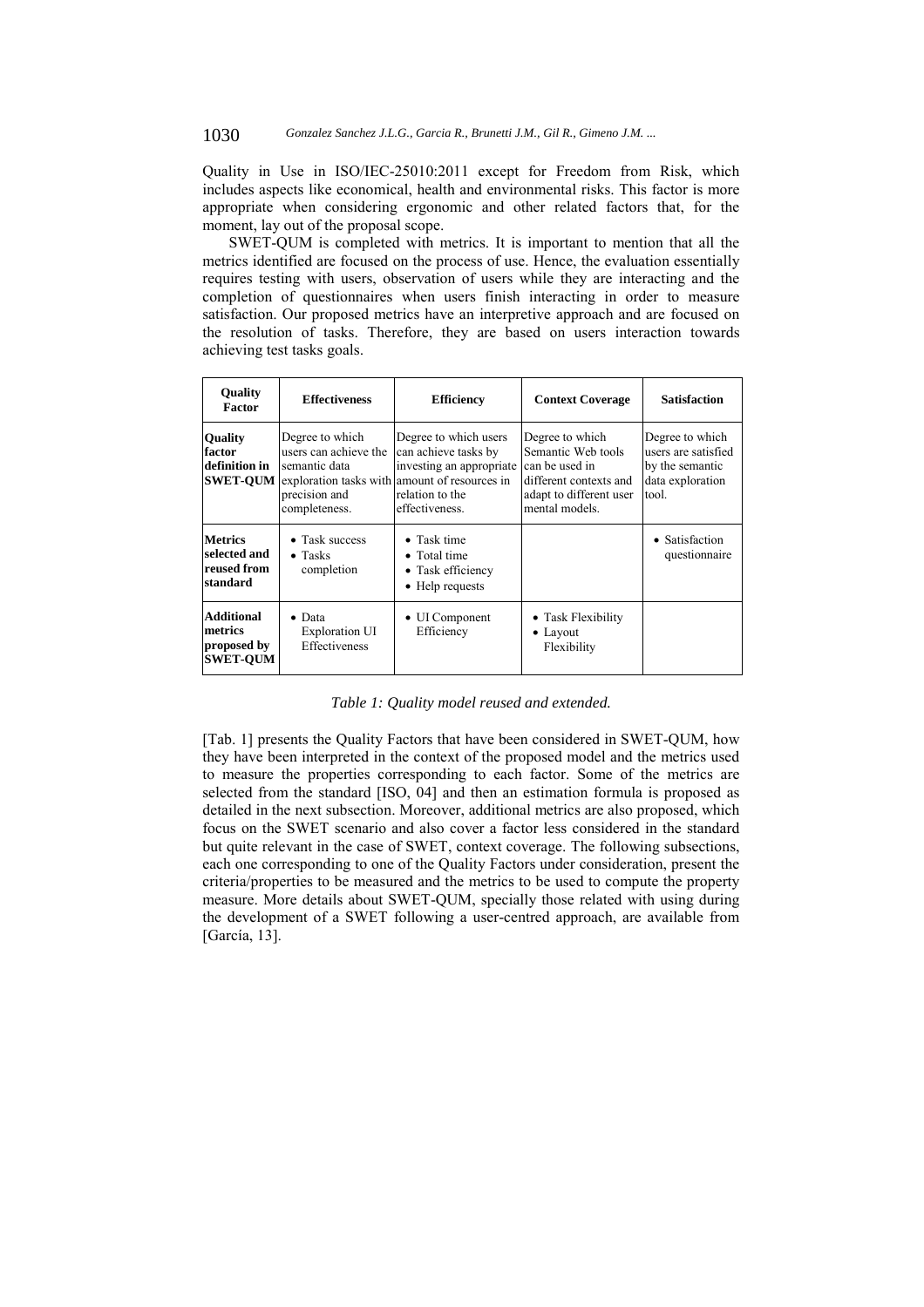Quality in Use in ISO/IEC-25010:2011 except for Freedom from Risk, which includes aspects like economical, health and environmental risks. This factor is more appropriate when considering ergonomic and other related factors that, for the moment, lay out of the proposal scope.

SWET-QUM is completed with metrics. It is important to mention that all the metrics identified are focused on the process of use. Hence, the evaluation essentially requires testing with users, observation of users while they are interacting and the completion of questionnaires when users finish interacting in order to measure satisfaction. Our proposed metrics have an interpretive approach and are focused on the resolution of tasks. Therefore, they are based on users interaction towards achieving test tasks goals.

| Quality Factor | Effectiveness | Efficiency | Context Coverage | Satisfaction |
|---|---|---|---|---|
| **Quality factor definition in SWET-QUM** | Degree to which users can achieve the semantic data exploration tasks with precision and completeness. | Degree to which users can achieve tasks by investing an appropriate amount of resources in relation to the effectiveness. | Degree to which Semantic Web tools can be used in different contexts and adapt to different user mental models. | Degree to which users are satisfied by the semantic data exploration tool. |
| **Metrics selected and reused from standard** | • Task success<br>• Tasks completion | • Task time<br>• Total time<br>• Task efficiency<br>• Help requests | | • Satisfaction questionnaire |
| **Additional metrics proposed by SWET-QUM** | • Data Exploration UI Effectiveness | • UI Component Efficiency | • Task Flexibility<br>• Layout Flexibility | |

*Table 1: Quality model reused and extended.*

[Tab. 1] presents the Quality Factors that have been considered in SWET-QUM, how they have been interpreted in the context of the proposed model and the metrics used to measure the properties corresponding to each factor. Some of the metrics are selected from the standard [ISO, 04] and then an estimation formula is proposed as detailed in the next subsection. Moreover, additional metrics are also proposed, which focus on the SWET scenario and also cover a factor less considered in the standard but quite relevant in the case of SWET, context coverage. The following subsections, each one corresponding to one of the Quality Factors under consideration, present the criteria/properties to be measured and the metrics to be used to compute the property measure. More details about SWET-QUM, specially those related with using during the development of a SWET following a user-centred approach, are available from [García, 13].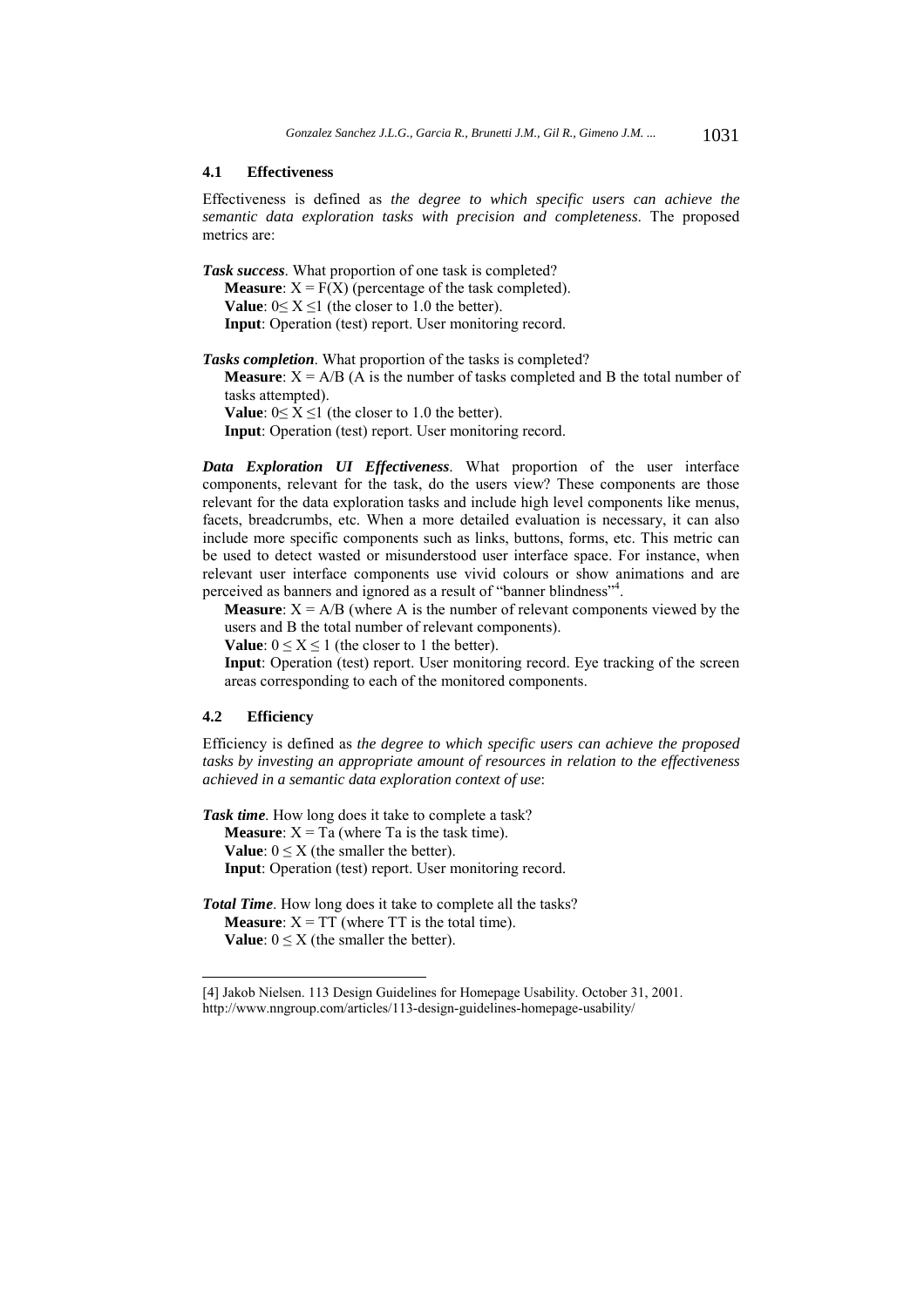### 4.1 Effectiveness

Effectiveness is defined as *the degree to which specific users can achieve the semantic data exploration tasks with precision and completeness*. The proposed metrics are:

***Task success***. What proportion of one task is completed?

**Measure**: $X = F(X)$ (percentage of the task completed).
**Value**: $0 \leq X \leq 1$ (the closer to 1.0 the better).
**Input**: Operation (test) report. User monitoring record.

***Tasks completion***. What proportion of the tasks is completed?

**Measure**: $X = A/B$ (A is the number of tasks completed and B the total number of tasks attempted).
**Value**: $0 \leq X \leq 1$ (the closer to 1.0 the better).
**Input**: Operation (test) report. User monitoring record.

***Data Exploration UI Effectiveness***. What proportion of the user interface components, relevant for the task, do the users view? These components are those relevant for the data exploration tasks and include high level components like menus, facets, breadcrumbs, etc. When a more detailed evaluation is necessary, it can also include more specific components such as links, buttons, forms, etc. This metric can be used to detect wasted or misunderstood user interface space. For instance, when relevant user interface components use vivid colours or show animations and are perceived as banners and ignored as a result of "banner blindness"[4].

**Measure**: $X = A/B$ (where A is the number of relevant components viewed by the users and B the total number of relevant components).
**Value**: $0 \leq X \leq 1$ (the closer to 1 the better).
**Input**: Operation (test) report. User monitoring record. Eye tracking of the screen areas corresponding to each of the monitored components.

### 4.2 Efficiency

Efficiency is defined as *the degree to which specific users can achieve the proposed tasks by investing an appropriate amount of resources in relation to the effectiveness achieved in a semantic data exploration context of use*:

***Task time***. How long does it take to complete a task?

**Measure**: $X = Ta$ (where Ta is the task time).
**Value**: $0 \leq X$ (the smaller the better).
**Input**: Operation (test) report. User monitoring record.

***Total Time***. How long does it take to complete all the tasks?

**Measure**: $X = TT$ (where TT is the total time).
**Value**: $0 \leq X$ (the smaller the better).

---

[4] Jakob Nielsen. 113 Design Guidelines for Homepage Usability. October 31, 2001. http://www.nngroup.com/articles/113-design-guidelines-homepage-usability/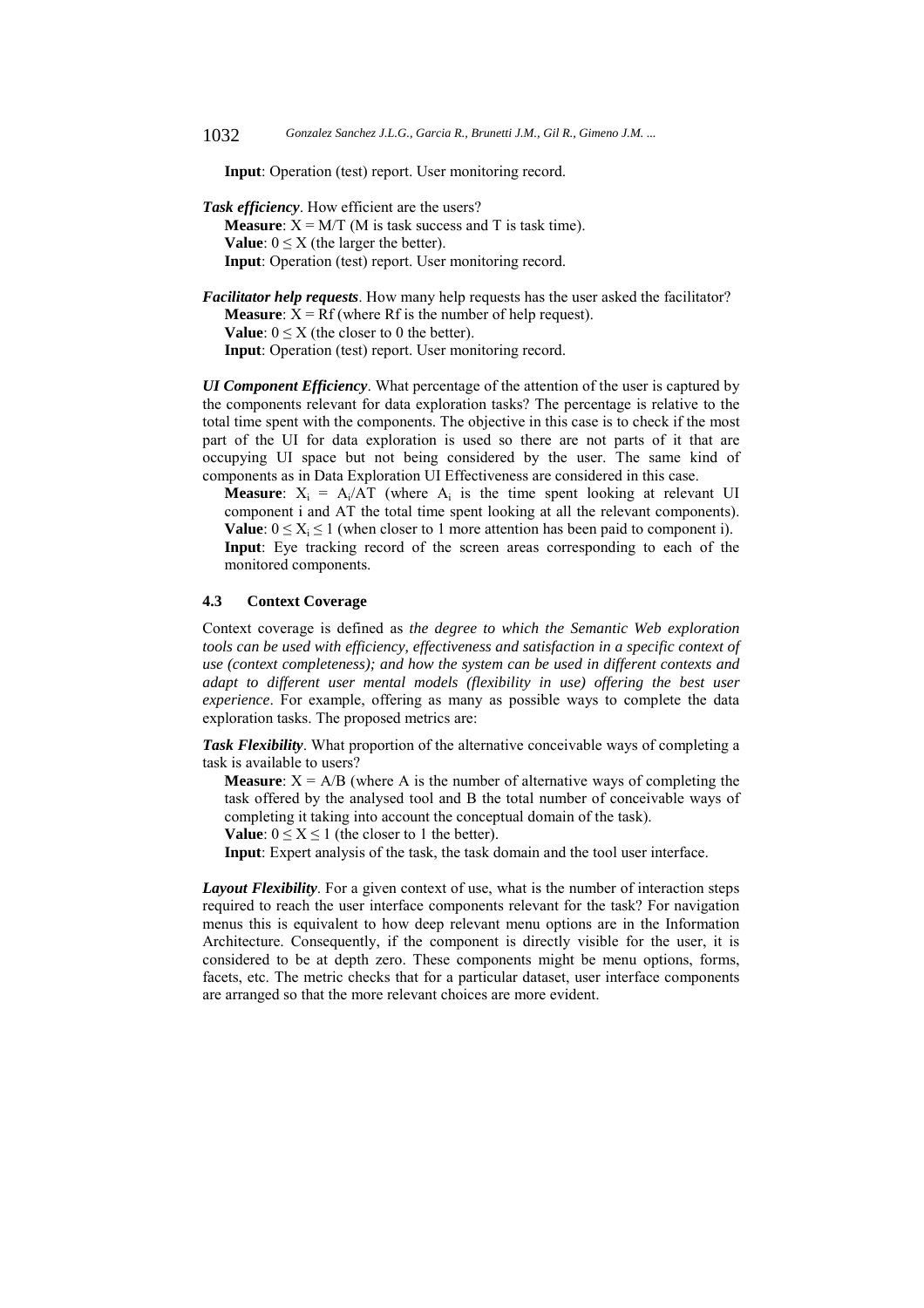**Input**: Operation (test) report. User monitoring record.

***Task efficiency***. How efficient are the users?

**Measure**: $X = M/T$ (M is task success and T is task time).

**Value**: $0 \leq X$ (the larger the better).

**Input**: Operation (test) report. User monitoring record.

***Facilitator help requests***. How many help requests has the user asked the facilitator?

**Measure**: $X = Rf$ (where Rf is the number of help request).

**Value**: $0 \leq X$ (the closer to 0 the better).

**Input**: Operation (test) report. User monitoring record.

***UI Component Efficiency***. What percentage of the attention of the user is captured by the components relevant for data exploration tasks? The percentage is relative to the total time spent with the components. The objective in this case is to check if the most part of the UI for data exploration is used so there are not parts of it that are occupying UI space but not being considered by the user. The same kind of components as in Data Exploration UI Effectiveness are considered in this case.

**Measure**: $X_i = A_i/AT$ (where $A_i$ is the time spent looking at relevant UI component i and AT the total time spent looking at all the relevant components).

**Value**: $0 \leq X_i \leq 1$ (when closer to 1 more attention has been paid to component i).

**Input**: Eye tracking record of the screen areas corresponding to each of the monitored components.

### 4.3 Context Coverage

Context coverage is defined as *the degree to which the Semantic Web exploration tools can be used with efficiency, effectiveness and satisfaction in a specific context of use (context completeness); and how the system can be used in different contexts and adapt to different user mental models (flexibility in use) offering the best user experience*. For example, offering as many as possible ways to complete the data exploration tasks. The proposed metrics are:

***Task Flexibility***. What proportion of the alternative conceivable ways of completing a task is available to users?

**Measure**: $X = A/B$ (where A is the number of alternative ways of completing the task offered by the analysed tool and B the total number of conceivable ways of completing it taking into account the conceptual domain of the task).

**Value**: $0 \leq X \leq 1$ (the closer to 1 the better).

**Input**: Expert analysis of the task, the task domain and the tool user interface.

***Layout Flexibility***. For a given context of use, what is the number of interaction steps required to reach the user interface components relevant for the task? For navigation menus this is equivalent to how deep relevant menu options are in the Information Architecture. Consequently, if the component is directly visible for the user, it is considered to be at depth zero. These components might be menu options, forms, facets, etc. The metric checks that for a particular dataset, user interface components are arranged so that the more relevant choices are more evident.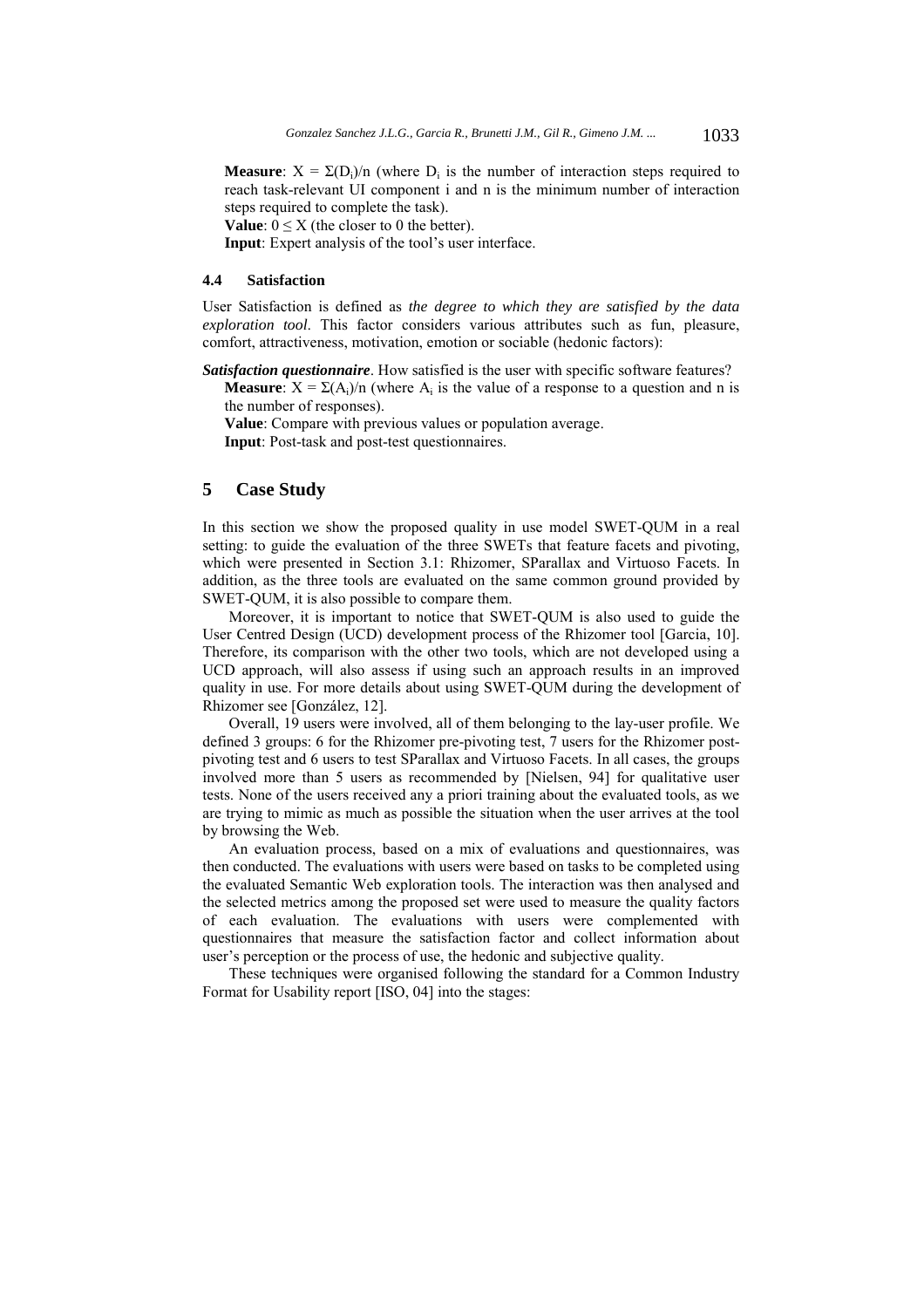**Measure**: $X = \Sigma(D_i)/n$ (where $D_i$ is the number of interaction steps required to reach task-relevant UI component i and n is the minimum number of interaction steps required to complete the task).

**Value**: $0 \leq X$ (the closer to 0 the better).

**Input**: Expert analysis of the tool's user interface.

### 4.4 Satisfaction

User Satisfaction is defined as *the degree to which they are satisfied by the data exploration tool*. This factor considers various attributes such as fun, pleasure, comfort, attractiveness, motivation, emotion or sociable (hedonic factors):

***Satisfaction questionnaire***. How satisfied is the user with specific software features?

**Measure**: $X = \Sigma(A_i)/n$ (where $A_i$ is the value of a response to a question and n is the number of responses).

**Value**: Compare with previous values or population average.

**Input**: Post-task and post-test questionnaires.

## 5 Case Study

In this section we show the proposed quality in use model SWET-QUM in a real setting: to guide the evaluation of the three SWETs that feature facets and pivoting, which were presented in Section 3.1: Rhizomer, SParallax and Virtuoso Facets. In addition, as the three tools are evaluated on the same common ground provided by SWET-QUM, it is also possible to compare them.

Moreover, it is important to notice that SWET-QUM is also used to guide the User Centred Design (UCD) development process of the Rhizomer tool [Garcia, 10]. Therefore, its comparison with the other two tools, which are not developed using a UCD approach, will also assess if using such an approach results in an improved quality in use. For more details about using SWET-QUM during the development of Rhizomer see [González, 12].

Overall, 19 users were involved, all of them belonging to the lay-user profile. We defined 3 groups: 6 for the Rhizomer pre-pivoting test, 7 users for the Rhizomer post-pivoting test and 6 users to test SParallax and Virtuoso Facets. In all cases, the groups involved more than 5 users as recommended by [Nielsen, 94] for qualitative user tests. None of the users received any a priori training about the evaluated tools, as we are trying to mimic as much as possible the situation when the user arrives at the tool by browsing the Web.

An evaluation process, based on a mix of evaluations and questionnaires, was then conducted. The evaluations with users were based on tasks to be completed using the evaluated Semantic Web exploration tools. The interaction was then analysed and the selected metrics among the proposed set were used to measure the quality factors of each evaluation. The evaluations with users were complemented with questionnaires that measure the satisfaction factor and collect information about user's perception or the process of use, the hedonic and subjective quality.

These techniques were organised following the standard for a Common Industry Format for Usability report [ISO, 04] into the stages: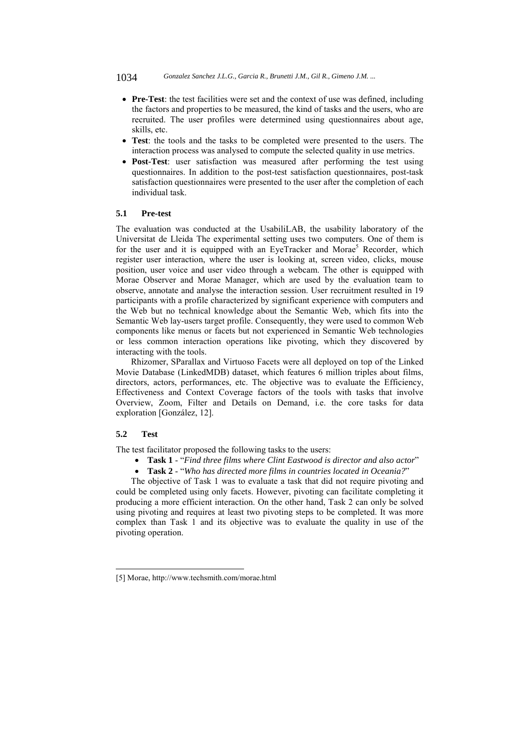- **Pre-Test**: the test facilities were set and the context of use was defined, including the factors and properties to be measured, the kind of tasks and the users, who are recruited. The user profiles were determined using questionnaires about age, skills, etc.
- **Test**: the tools and the tasks to be completed were presented to the users. The interaction process was analysed to compute the selected quality in use metrics.
- **Post-Test**: user satisfaction was measured after performing the test using questionnaires. In addition to the post-test satisfaction questionnaires, post-task satisfaction questionnaires were presented to the user after the completion of each individual task.

### 5.1 Pre-test

The evaluation was conducted at the UsabiliLAB, the usability laboratory of the Universitat de Lleida The experimental setting uses two computers. One of them is for the user and it is equipped with an EyeTracker and Morae[5] Recorder, which register user interaction, where the user is looking at, screen video, clicks, mouse position, user voice and user video through a webcam. The other is equipped with Morae Observer and Morae Manager, which are used by the evaluation team to observe, annotate and analyse the interaction session. User recruitment resulted in 19 participants with a profile characterized by significant experience with computers and the Web but no technical knowledge about the Semantic Web, which fits into the Semantic Web lay-users target profile. Consequently, they were used to common Web components like menus or facets but not experienced in Semantic Web technologies or less common interaction operations like pivoting, which they discovered by interacting with the tools.

Rhizomer, SParallax and Virtuoso Facets were all deployed on top of the Linked Movie Database (LinkedMDB) dataset, which features 6 million triples about films, directors, actors, performances, etc. The objective was to evaluate the Efficiency, Effectiveness and Context Coverage factors of the tools with tasks that involve Overview, Zoom, Filter and Details on Demand, i.e. the core tasks for data exploration [González, 12].

### 5.2 Test

The test facilitator proposed the following tasks to the users:

- **Task 1** - "*Find three films where Clint Eastwood is director and also actor*"
- **Task 2** - "*Who has directed more films in countries located in Oceania?*"

The objective of Task 1 was to evaluate a task that did not require pivoting and could be completed using only facets. However, pivoting can facilitate completing it producing a more efficient interaction. On the other hand, Task 2 can only be solved using pivoting and requires at least two pivoting steps to be completed. It was more complex than Task 1 and its objective was to evaluate the quality in use of the pivoting operation.

[5] Morae, http://www.techsmith.com/morae.html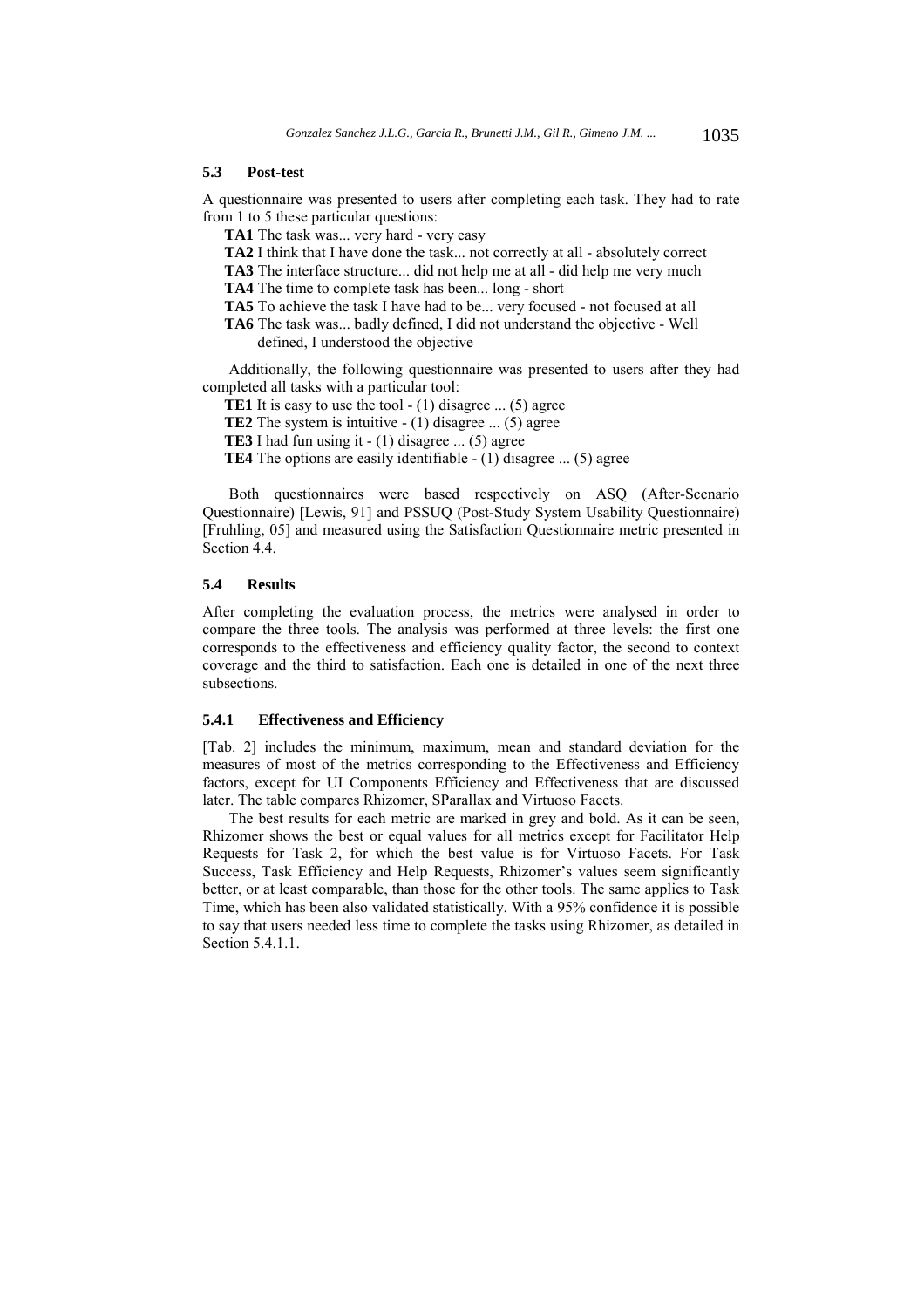### 5.3 Post-test

A questionnaire was presented to users after completing each task. They had to rate from 1 to 5 these particular questions:

- **TA1** The task was... very hard - very easy
- **TA2** I think that I have done the task... not correctly at all - absolutely correct
- **TA3** The interface structure... did not help me at all - did help me very much
- **TA4** The time to complete task has been... long - short
- **TA5** To achieve the task I have had to be... very focused - not focused at all
- **TA6** The task was... badly defined, I did not understand the objective - Well defined, I understood the objective

Additionally, the following questionnaire was presented to users after they had completed all tasks with a particular tool:

- **TE1** It is easy to use the tool - (1) disagree ... (5) agree
- **TE2** The system is intuitive - (1) disagree ... (5) agree
- **TE3** I had fun using it - (1) disagree ... (5) agree
- **TE4** The options are easily identifiable - (1) disagree ... (5) agree

Both questionnaires were based respectively on ASQ (After-Scenario Questionnaire) [Lewis, 91] and PSSUQ (Post-Study System Usability Questionnaire) [Fruhling, 05] and measured using the Satisfaction Questionnaire metric presented in Section 4.4.

### 5.4 Results

After completing the evaluation process, the metrics were analysed in order to compare the three tools. The analysis was performed at three levels: the first one corresponds to the effectiveness and efficiency quality factor, the second to context coverage and the third to satisfaction. Each one is detailed in one of the next three subsections.

#### 5.4.1 Effectiveness and Efficiency

[Tab. 2] includes the minimum, maximum, mean and standard deviation for the measures of most of the metrics corresponding to the Effectiveness and Efficiency factors, except for UI Components Efficiency and Effectiveness that are discussed later. The table compares Rhizomer, SParallax and Virtuoso Facets.

The best results for each metric are marked in grey and bold. As it can be seen, Rhizomer shows the best or equal values for all metrics except for Facilitator Help Requests for Task 2, for which the best value is for Virtuoso Facets. For Task Success, Task Efficiency and Help Requests, Rhizomer's values seem significantly better, or at least comparable, than those for the other tools. The same applies to Task Time, which has been also validated statistically. With a 95% confidence it is possible to say that users needed less time to complete the tasks using Rhizomer, as detailed in Section 5.4.1.1.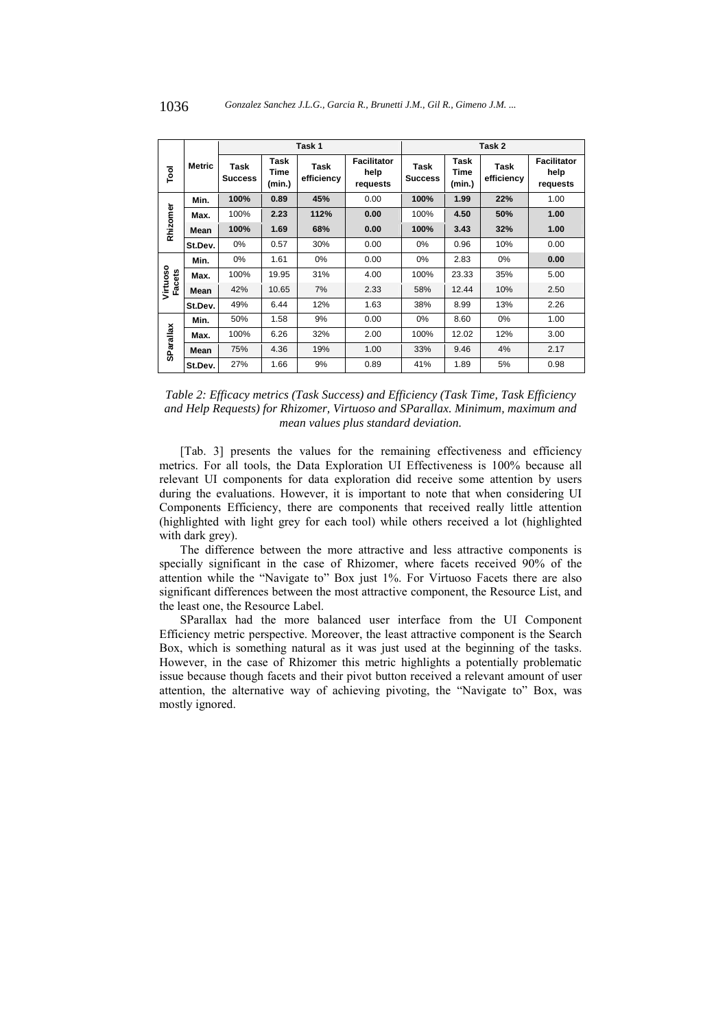| Tool | Metric | Task 1 | | | | Task 2 | | | |
|---|---|---|---|---|---|---|---|---|---|
| | | Task Success | Task Time (min.) | Task efficiency | Facilitator help requests | Task Success | Task Time (min.) | Task efficiency | Facilitator help requests |
| Rhizomer | Min. | **100%** | **0.89** | **45%** | 0.00 | **100%** | **1.99** | **22%** | 1.00 |
| | Max. | 100% | **2.23** | **112%** | **0.00** | 100% | **4.50** | **50%** | **1.00** |
| | Mean | **100%** | **1.69** | **68%** | **0.00** | **100%** | **3.43** | **32%** | **1.00** |
| | St.Dev. | 0% | 0.57 | 30% | 0.00 | 0% | 0.96 | 10% | 0.00 |
| Virtuoso Facets | Min. | 0% | 1.61 | 0% | 0.00 | 0% | 2.83 | 0% | **0.00** |
| | Max. | 100% | 19.95 | 31% | 4.00 | 100% | 23.33 | 35% | 5.00 |
| | Mean | 42% | 10.65 | 7% | 2.33 | 58% | 12.44 | 10% | 2.50 |
| | St.Dev. | 49% | 6.44 | 12% | 1.63 | 38% | 8.99 | 13% | 2.26 |
| SParallax | Min. | 50% | 1.58 | 9% | 0.00 | 0% | 8.60 | 0% | 1.00 |
| | Max. | 100% | 6.26 | 32% | 2.00 | 100% | 12.02 | 12% | 3.00 |
| | Mean | 75% | 4.36 | 19% | 1.00 | 33% | 9.46 | 4% | 2.17 |
| | St.Dev. | 27% | 1.66 | 9% | 0.89 | 41% | 1.89 | 5% | 0.98 |

*Table 2: Efficacy metrics (Task Success) and Efficiency (Task Time, Task Efficiency and Help Requests) for Rhizomer, Virtuoso and SParallax. Minimum, maximum and mean values plus standard deviation.*

[Tab. 3] presents the values for the remaining effectiveness and efficiency metrics. For all tools, the Data Exploration UI Effectiveness is 100% because all relevant UI components for data exploration did receive some attention by users during the evaluations. However, it is important to note that when considering UI Components Efficiency, there are components that received really little attention (highlighted with light grey for each tool) while others received a lot (highlighted with dark grey).

The difference between the more attractive and less attractive components is specially significant in the case of Rhizomer, where facets received 90% of the attention while the "Navigate to" Box just 1%. For Virtuoso Facets there are also significant differences between the most attractive component, the Resource List, and the least one, the Resource Label.

SParallax had the more balanced user interface from the UI Component Efficiency metric perspective. Moreover, the least attractive component is the Search Box, which is something natural as it was just used at the beginning of the tasks. However, in the case of Rhizomer this metric highlights a potentially problematic issue because though facets and their pivot button received a relevant amount of user attention, the alternative way of achieving pivoting, the "Navigate to" Box, was mostly ignored.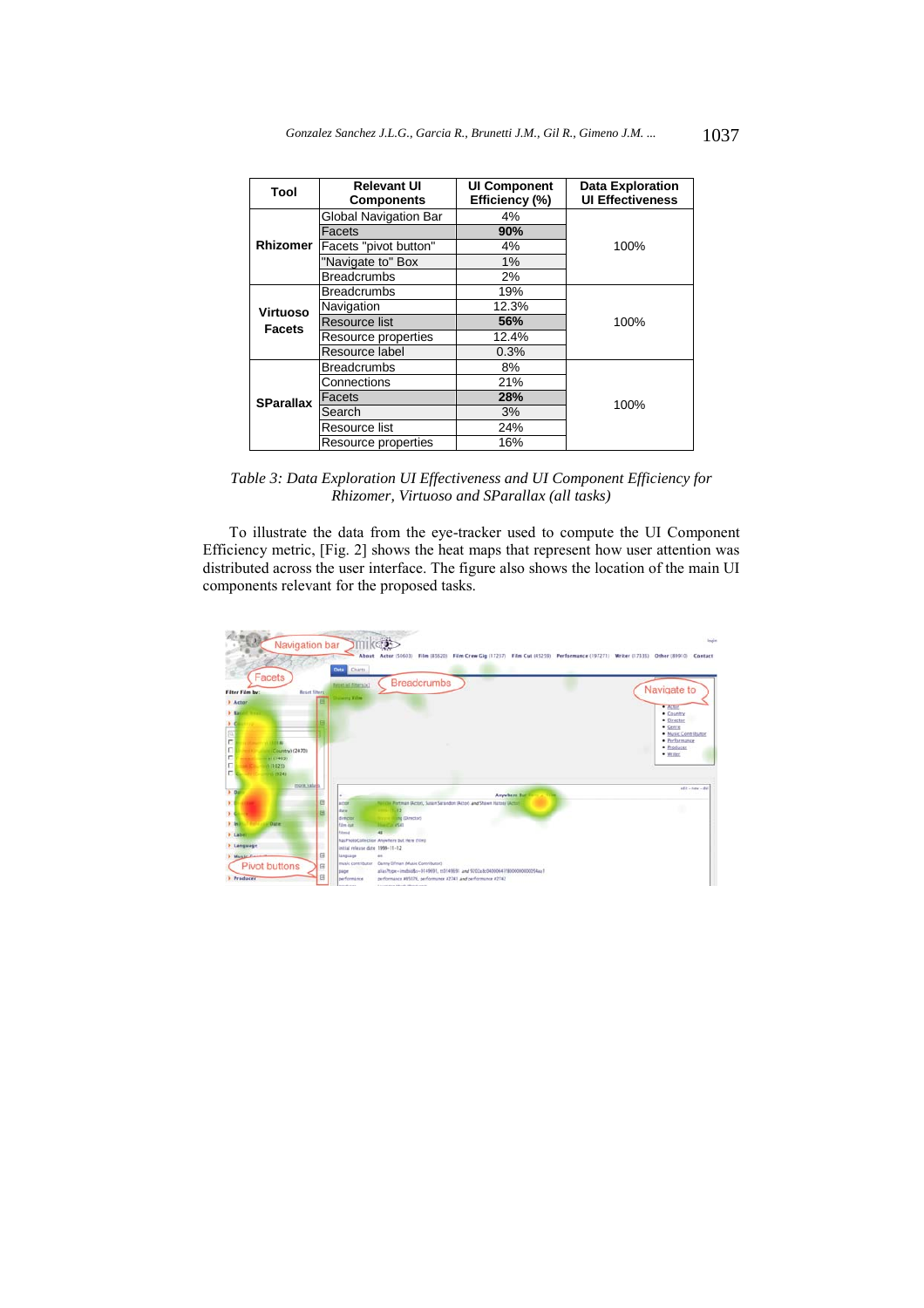| Tool | Relevant UI Components | UI Component Efficiency (%) | Data Exploration UI Effectiveness |
|---|---|---|---|
| Rhizomer | Global Navigation Bar | 4% | 100% |
| | Facets | **90%** | |
| | Facets "pivot button" | 4% | |
| | "Navigate to" Box | 1% | |
| | Breadcrumbs | 2% | |
| Virtuoso Facets | Breadcrumbs | 19% | 100% |
| | Navigation | 12.3% | |
| | Resource list | **56%** | |
| | Resource properties | 12.4% | |
| | Resource label | 0.3% | |
| SParallax | Breadcrumbs | 8% | 100% |
| | Connections | 21% | |
| | Facets | **28%** | |
| | Search | 3% | |
| | Resource list | 24% | |
| | Resource properties | 16% | |

*Table 3: Data Exploration UI Effectiveness and UI Component Efficiency for Rhizomer, Virtuoso and SParallax (all tasks)*

To illustrate the data from the eye-tracker used to compute the UI Component Efficiency metric, [Fig. 2] shows the heat maps that represent how user attention was distributed across the user interface. The figure also shows the location of the main UI components relevant for the proposed tasks.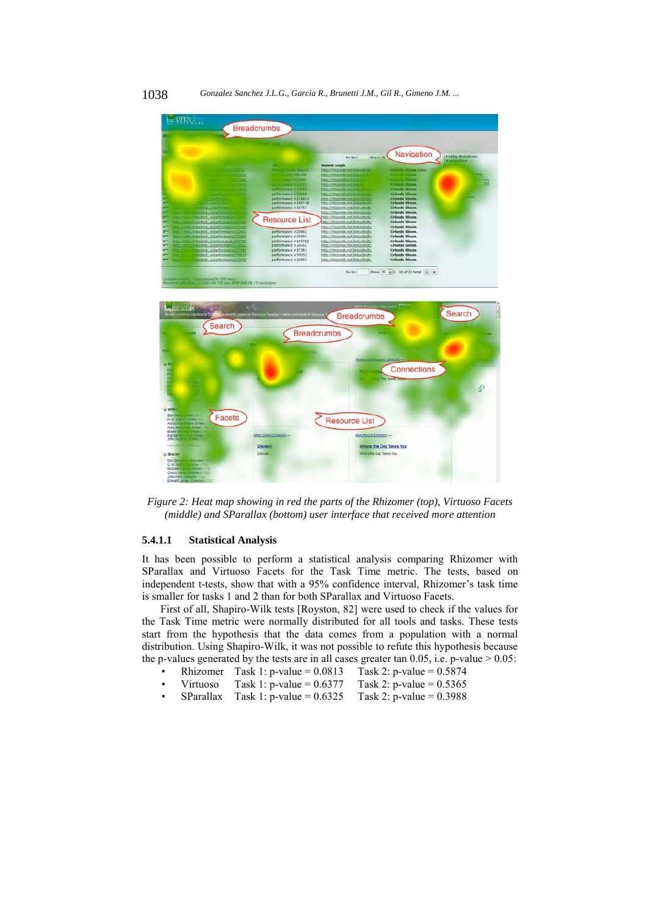*Figure 2: Heat map showing in red the parts of the Rhizomer (top), Virtuoso Facets (middle) and SParallax (bottom) user interface that received more attention*

#### 5.4.1.1 Statistical Analysis

It has been possible to perform a statistical analysis comparing Rhizomer with SParallax and Virtuoso Facets for the Task Time metric. The tests, based on independent t-tests, show that with a 95% confidence interval, Rhizomer's task time is smaller for tasks 1 and 2 than for both SParallax and Virtuoso Facets.

First of all, Shapiro-Wilk tests [Royston, 82] were used to check if the values for the Task Time metric were normally distributed for all tools and tasks. These tests start from the hypothesis that the data comes from a population with a normal distribution. Using Shapiro-Wilk, it was not possible to refute this hypothesis because the p-values generated by the tests are in all cases greater tan 0.05, i.e. p-value > 0.05:

- Rhizomer Task 1: p-value = 0.0813 Task 2: p-value = 0.5874
- Virtuoso Task 1: p-value = 0.6377 Task 2: p-value = 0.5365
- SParallax Task 1: p-value = 0.6325 Task 2: p-value = 0.3988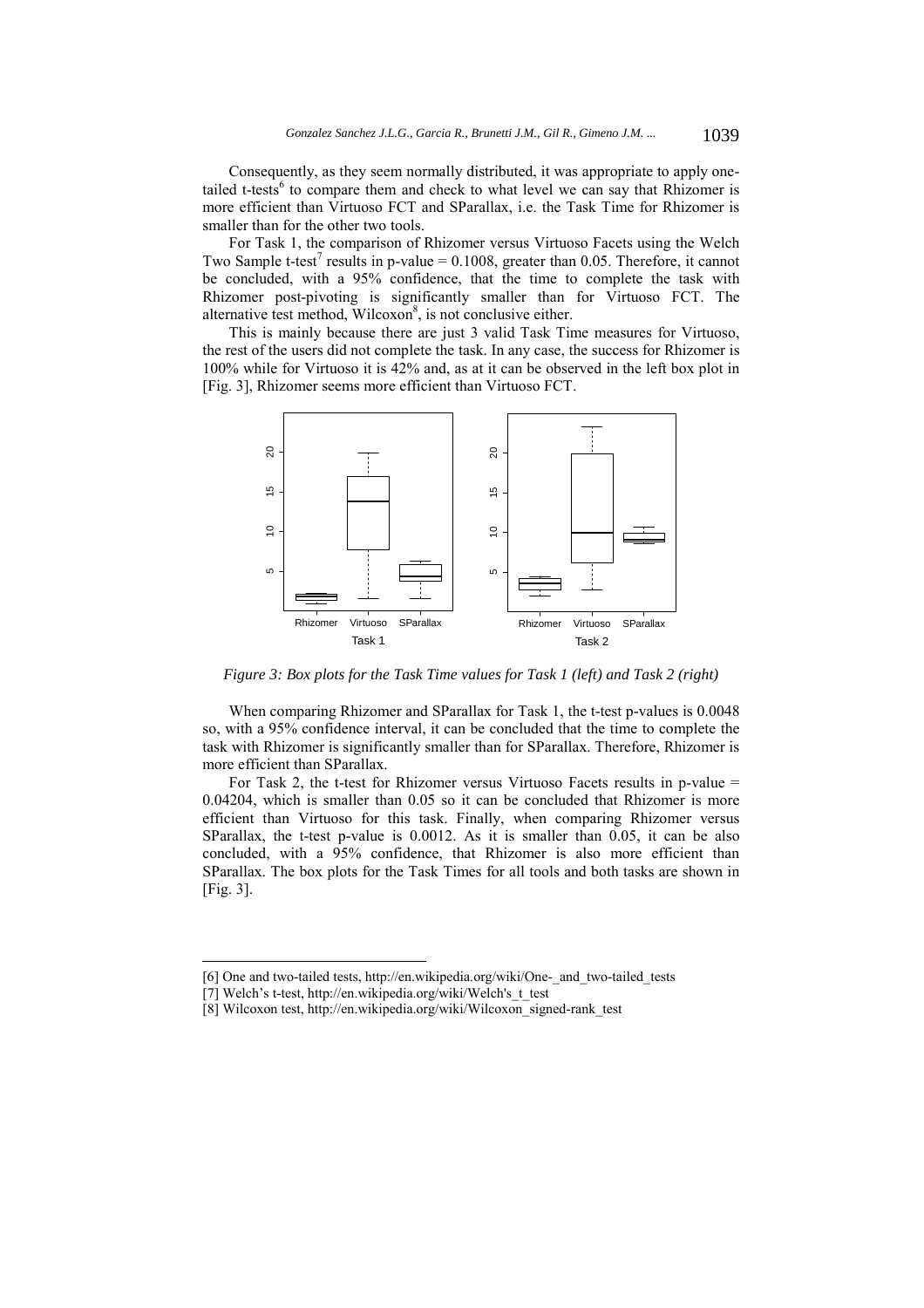Consequently, as they seem normally distributed, it was appropriate to apply one-tailed t-tests[6] to compare them and check to what level we can say that Rhizomer is more efficient than Virtuoso FCT and SParallax, i.e. the Task Time for Rhizomer is smaller than for the other two tools.

For Task 1, the comparison of Rhizomer versus Virtuoso Facets using the Welch Two Sample t-test[7] results in p-value = 0.1008, greater than 0.05. Therefore, it cannot be concluded, with a 95% confidence, that the time to complete the task with Rhizomer post-pivoting is significantly smaller than for Virtuoso FCT. The alternative test method, Wilcoxon[8], is not conclusive either.

This is mainly because there are just 3 valid Task Time measures for Virtuoso, the rest of the users did not complete the task. In any case, the success for Rhizomer is 100% while for Virtuoso it is 42% and, as at it can be observed in the left box plot in [Fig. 3], Rhizomer seems more efficient than Virtuoso FCT.

*Figure 3: Box plots for the Task Time values for Task 1 (left) and Task 2 (right)*

When comparing Rhizomer and SParallax for Task 1, the t-test p-values is 0.0048 so, with a 95% confidence interval, it can be concluded that the time to complete the task with Rhizomer is significantly smaller than for SParallax. Therefore, Rhizomer is more efficient than SParallax.

For Task 2, the t-test for Rhizomer versus Virtuoso Facets results in p-value = 0.04204, which is smaller than 0.05 so it can be concluded that Rhizomer is more efficient than Virtuoso for this task. Finally, when comparing Rhizomer versus SParallax, the t-test p-value is 0.0012. As it is smaller than 0.05, it can be also concluded, with a 95% confidence, that Rhizomer is also more efficient than SParallax. The box plots for the Task Times for all tools and both tasks are shown in [Fig. 3].

---

[6] One and two-tailed tests, http://en.wikipedia.org/wiki/One-_and_two-tailed_tests

[7] Welch's t-test, http://en.wikipedia.org/wiki/Welch's_t_test

[8] Wilcoxon test, http://en.wikipedia.org/wiki/Wilcoxon_signed-rank_test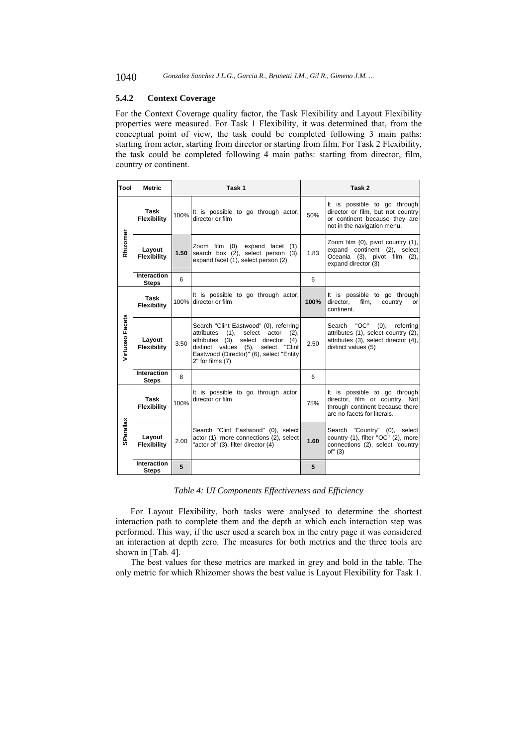### 5.4.2 Context Coverage

For the Context Coverage quality factor, the Task Flexibility and Layout Flexibility properties were measured. For Task 1 Flexibility, it was determined that, from the conceptual point of view, the task could be completed following 3 main paths: starting from actor, starting from director or starting from film. For Task 2 Flexibility, the task could be completed following 4 main paths: starting from director, film, country or continent.

| Tool | Metric | Task 1 | | Task 2 | |
|---|---|---|---|---|---|
| Rhizomer | Task Flexibility | 100% | It is possible to go through actor, director or film | 50% | It is possible to go through director or film, but not country or continent because they are not in the navigation menu. |
| | Layout Flexibility | **1.50** | Zoom film (0), expand facet (1), search box (2), select person (3), expand facet (1), select person (2) | 1.83 | Zoom film (0), pivot country (1), expand continent (2), select Oceania (3), pivot film (2), expand director (3) |
| | Interaction Steps | 6 | | 6 | |
| Virtuoso Facets | Task Flexibility | 100% | It is possible to go through actor, director or film | **100%** | It is possible to go through director, film, country or continent. |
| | Layout Flexibility | 3.50 | Search "Clint Eastwood" (0), referring attributes (1), select actor (2), attributes (3), select director (4), distinct values (5), select "Clint Eastwood (Director)" (6), select "Entity 2" for films (7) | 2.50 | Search "OC" (0), referring attributes (1), select country (2), attributes (3), select director (4), distinct values (5) |
| | Interaction Steps | 8 | | 6 | |
| SParallax | Task Flexibility | 100% | It is possible to go through actor, director or film | 75% | It is possible to go through director, film or country. Not through continent because there are no facets for literals. |
| | Layout Flexibility | 2.00 | Search "Clint Eastwood" (0), select actor (1), more connections (2), select "actor of" (3), filter director (4) | **1.60** | Search "Country" (0), select country (1), filter "OC" (2), more connections (2), select "country of" (3) |
| | Interaction Steps | **5** | | **5** | |

*Table 4: UI Components Effectiveness and Efficiency*

For Layout Flexibility, both tasks were analysed to determine the shortest interaction path to complete them and the depth at which each interaction step was performed. This way, if the user used a search box in the entry page it was considered an interaction at depth zero. The measures for both metrics and the three tools are shown in [Tab. 4].

The best values for these metrics are marked in grey and bold in the table. The only metric for which Rhizomer shows the best value is Layout Flexibility for Task 1.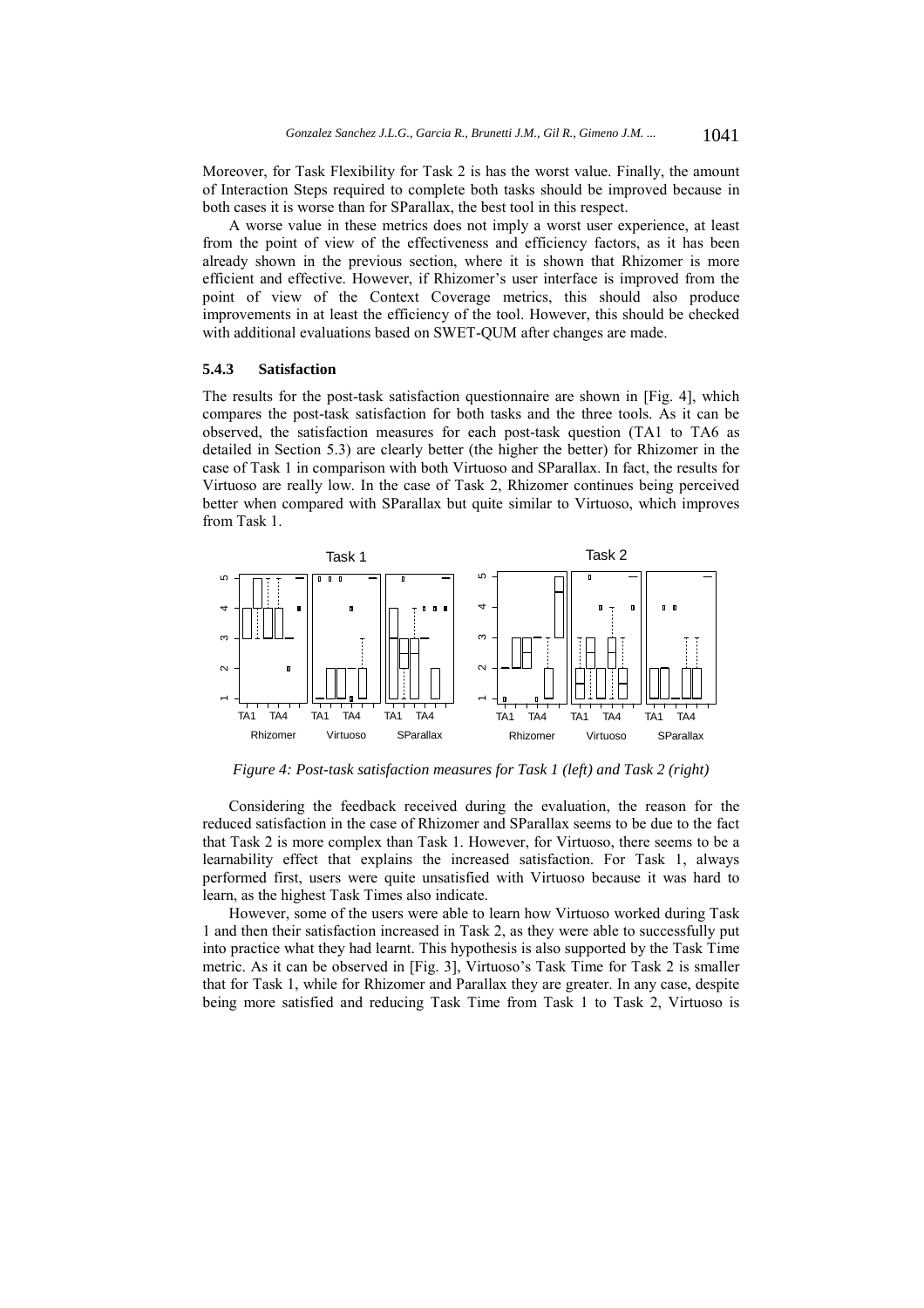Moreover, for Task Flexibility for Task 2 is has the worst value. Finally, the amount of Interaction Steps required to complete both tasks should be improved because in both cases it is worse than for SParallax, the best tool in this respect.

A worse value in these metrics does not imply a worst user experience, at least from the point of view of the effectiveness and efficiency factors, as it has been already shown in the previous section, where it is shown that Rhizomer is more efficient and effective. However, if Rhizomer's user interface is improved from the point of view of the Context Coverage metrics, this should also produce improvements in at least the efficiency of the tool. However, this should be checked with additional evaluations based on SWET-QUM after changes are made.

#### 5.4.3 Satisfaction

The results for the post-task satisfaction questionnaire are shown in [Fig. 4], which compares the post-task satisfaction for both tasks and the three tools. As it can be observed, the satisfaction measures for each post-task question (TA1 to TA6 as detailed in Section 5.3) are clearly better (the higher the better) for Rhizomer in the case of Task 1 in comparison with both Virtuoso and SParallax. In fact, the results for Virtuoso are really low. In the case of Task 2, Rhizomer continues being perceived better when compared with SParallax but quite similar to Virtuoso, which improves from Task 1.

*Figure 4: Post-task satisfaction measures for Task 1 (left) and Task 2 (right)*

Considering the feedback received during the evaluation, the reason for the reduced satisfaction in the case of Rhizomer and SParallax seems to be due to the fact that Task 2 is more complex than Task 1. However, for Virtuoso, there seems to be a learnability effect that explains the increased satisfaction. For Task 1, always performed first, users were quite unsatisfied with Virtuoso because it was hard to learn, as the highest Task Times also indicate.

However, some of the users were able to learn how Virtuoso worked during Task 1 and then their satisfaction increased in Task 2, as they were able to successfully put into practice what they had learnt. This hypothesis is also supported by the Task Time metric. As it can be observed in [Fig. 3], Virtuoso's Task Time for Task 2 is smaller that for Task 1, while for Rhizomer and Parallax they are greater. In any case, despite being more satisfied and reducing Task Time from Task 1 to Task 2, Virtuoso is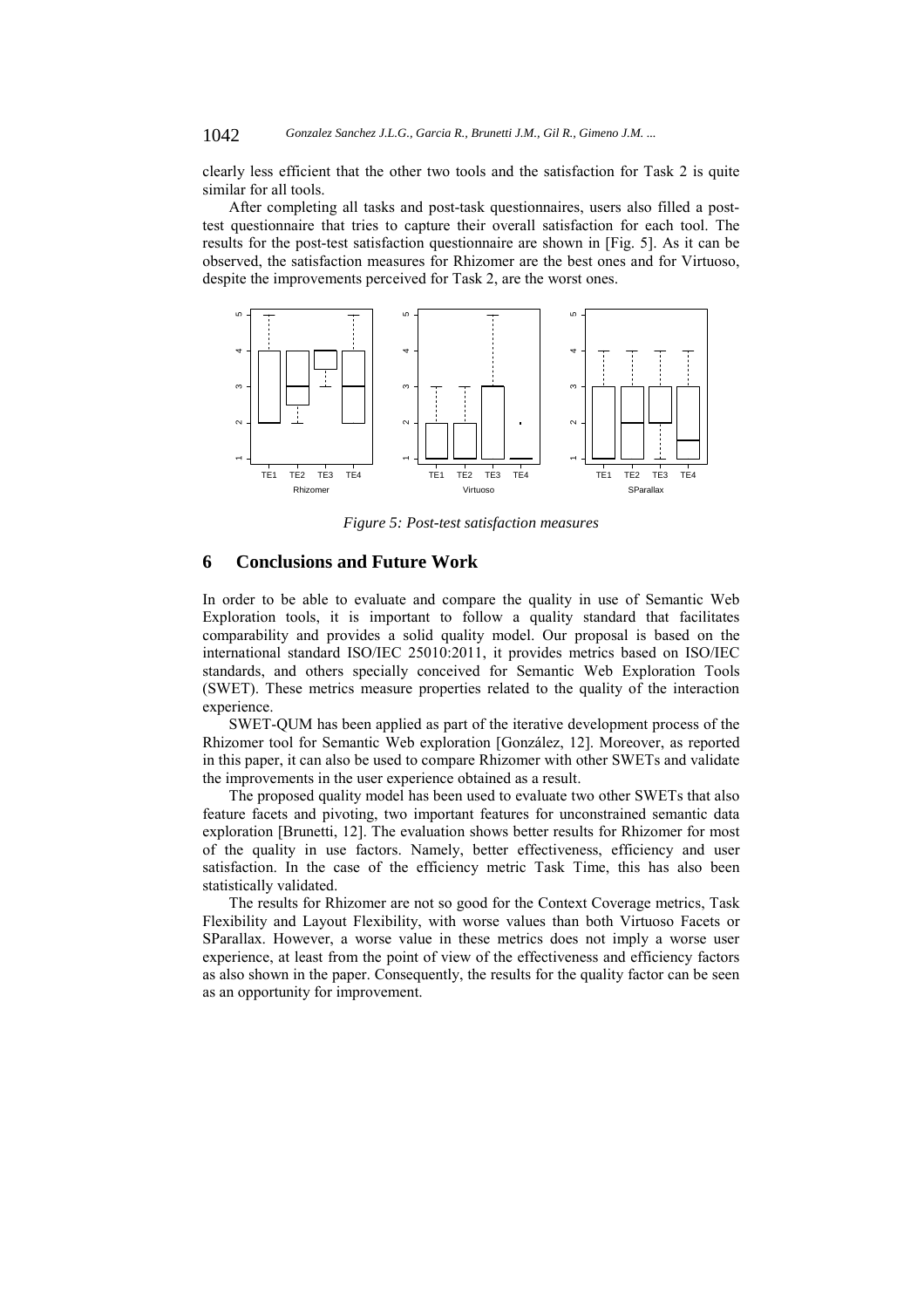clearly less efficient that the other two tools and the satisfaction for Task 2 is quite similar for all tools.

After completing all tasks and post-task questionnaires, users also filled a post-test questionnaire that tries to capture their overall satisfaction for each tool. The results for the post-test satisfaction questionnaire are shown in [Fig. 5]. As it can be observed, the satisfaction measures for Rhizomer are the best ones and for Virtuoso, despite the improvements perceived for Task 2, are the worst ones.

*Figure 5: Post-test satisfaction measures*

## 6 Conclusions and Future Work

In order to be able to evaluate and compare the quality in use of Semantic Web Exploration tools, it is important to follow a quality standard that facilitates comparability and provides a solid quality model. Our proposal is based on the international standard ISO/IEC 25010:2011, it provides metrics based on ISO/IEC standards, and others specially conceived for Semantic Web Exploration Tools (SWET). These metrics measure properties related to the quality of the interaction experience.

SWET-QUM has been applied as part of the iterative development process of the Rhizomer tool for Semantic Web exploration [González, 12]. Moreover, as reported in this paper, it can also be used to compare Rhizomer with other SWETs and validate the improvements in the user experience obtained as a result.

The proposed quality model has been used to evaluate two other SWETs that also feature facets and pivoting, two important features for unconstrained semantic data exploration [Brunetti, 12]. The evaluation shows better results for Rhizomer for most of the quality in use factors. Namely, better effectiveness, efficiency and user satisfaction. In the case of the efficiency metric Task Time, this has also been statistically validated.

The results for Rhizomer are not so good for the Context Coverage metrics, Task Flexibility and Layout Flexibility, with worse values than both Virtuoso Facets or SParallax. However, a worse value in these metrics does not imply a worse user experience, at least from the point of view of the effectiveness and efficiency factors as also shown in the paper. Consequently, the results for the quality factor can be seen as an opportunity for improvement.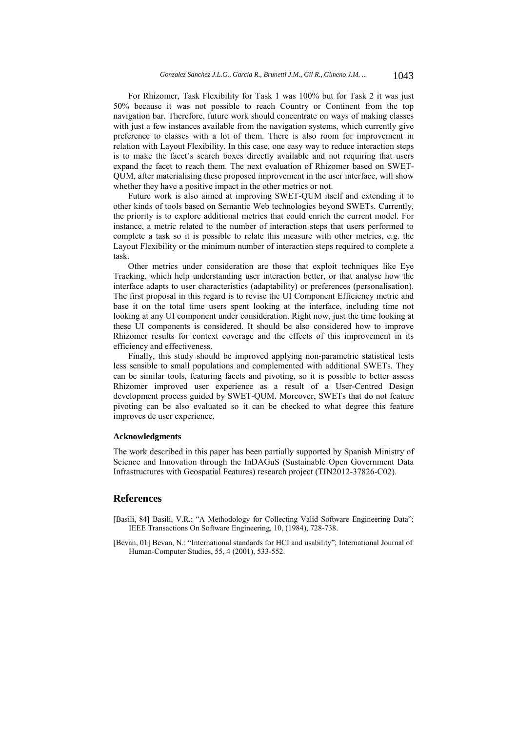For Rhizomer, Task Flexibility for Task 1 was 100% but for Task 2 it was just 50% because it was not possible to reach Country or Continent from the top navigation bar. Therefore, future work should concentrate on ways of making classes with just a few instances available from the navigation systems, which currently give preference to classes with a lot of them. There is also room for improvement in relation with Layout Flexibility. In this case, one easy way to reduce interaction steps is to make the facet's search boxes directly available and not requiring that users expand the facet to reach them. The next evaluation of Rhizomer based on SWET-QUM, after materialising these proposed improvement in the user interface, will show whether they have a positive impact in the other metrics or not.

Future work is also aimed at improving SWET-QUM itself and extending it to other kinds of tools based on Semantic Web technologies beyond SWETs. Currently, the priority is to explore additional metrics that could enrich the current model. For instance, a metric related to the number of interaction steps that users performed to complete a task so it is possible to relate this measure with other metrics, e.g. the Layout Flexibility or the minimum number of interaction steps required to complete a task.

Other metrics under consideration are those that exploit techniques like Eye Tracking, which help understanding user interaction better, or that analyse how the interface adapts to user characteristics (adaptability) or preferences (personalisation). The first proposal in this regard is to revise the UI Component Efficiency metric and base it on the total time users spent looking at the interface, including time not looking at any UI component under consideration. Right now, just the time looking at these UI components is considered. It should be also considered how to improve Rhizomer results for context coverage and the effects of this improvement in its efficiency and effectiveness.

Finally, this study should be improved applying non-parametric statistical tests less sensible to small populations and complemented with additional SWETs. They can be similar tools, featuring facets and pivoting, so it is possible to better assess Rhizomer improved user experience as a result of a User-Centred Design development process guided by SWET-QUM. Moreover, SWETs that do not feature pivoting can be also evaluated so it can be checked to what degree this feature improves de user experience.

#### Acknowledgments

The work described in this paper has been partially supported by Spanish Ministry of Science and Innovation through the InDAGuS (Sustainable Open Government Data Infrastructures with Geospatial Features) research project (TIN2012-37826-C02).

## References

[Basili, 84] Basili, V.R.: "A Methodology for Collecting Valid Software Engineering Data"; IEEE Transactions On Software Engineering, 10, (1984), 728-738.

[Bevan, 01] Bevan, N.: "International standards for HCI and usability"; International Journal of Human-Computer Studies, 55, 4 (2001), 533-552.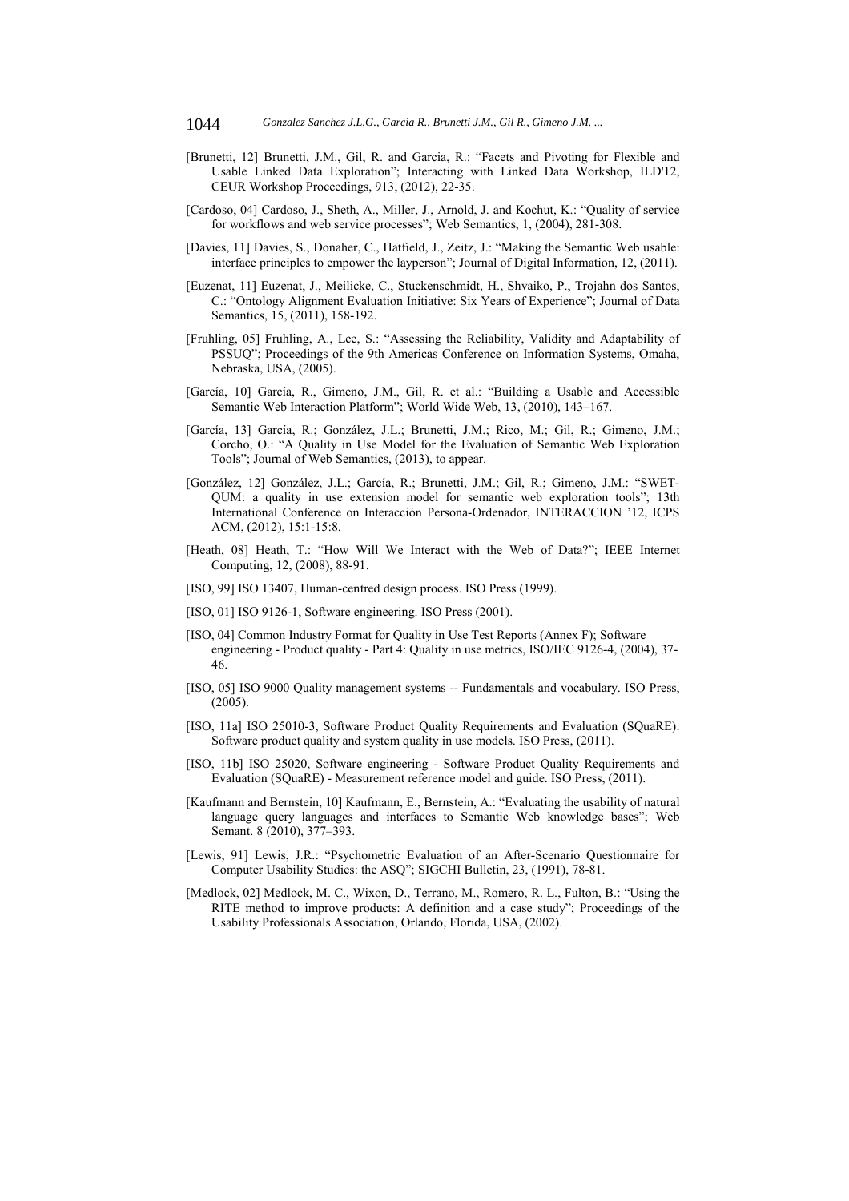[Brunetti, 12] Brunetti, J.M., Gil, R. and Garcia, R.: "Facets and Pivoting for Flexible and Usable Linked Data Exploration"; Interacting with Linked Data Workshop, ILD'12, CEUR Workshop Proceedings, 913, (2012), 22-35.

[Cardoso, 04] Cardoso, J., Sheth, A., Miller, J., Arnold, J. and Kochut, K.: "Quality of service for workflows and web service processes"; Web Semantics, 1, (2004), 281-308.

[Davies, 11] Davies, S., Donaher, C., Hatfield, J., Zeitz, J.: "Making the Semantic Web usable: interface principles to empower the layperson"; Journal of Digital Information, 12, (2011).

[Euzenat, 11] Euzenat, J., Meilicke, C., Stuckenschmidt, H., Shvaiko, P., Trojahn dos Santos, C.: "Ontology Alignment Evaluation Initiative: Six Years of Experience"; Journal of Data Semantics, 15, (2011), 158-192.

[Fruhling, 05] Fruhling, A., Lee, S.: "Assessing the Reliability, Validity and Adaptability of PSSUQ"; Proceedings of the 9th Americas Conference on Information Systems, Omaha, Nebraska, USA, (2005).

[García, 10] García, R., Gimeno, J.M., Gil, R. et al.: "Building a Usable and Accessible Semantic Web Interaction Platform"; World Wide Web, 13, (2010), 143–167.

[García, 13] García, R.; González, J.L.; Brunetti, J.M.; Rico, M.; Gil, R.; Gimeno, J.M.; Corcho, O.: "A Quality in Use Model for the Evaluation of Semantic Web Exploration Tools"; Journal of Web Semantics, (2013), to appear.

[González, 12] González, J.L.; García, R.; Brunetti, J.M.; Gil, R.; Gimeno, J.M.: "SWET-QUM: a quality in use extension model for semantic web exploration tools"; 13th International Conference on Interacción Persona-Ordenador, INTERACCION '12, ICPS ACM, (2012), 15:1-15:8.

[Heath, 08] Heath, T.: "How Will We Interact with the Web of Data?"; IEEE Internet Computing, 12, (2008), 88-91.

[ISO, 99] ISO 13407, Human-centred design process. ISO Press (1999).

[ISO, 01] ISO 9126-1, Software engineering. ISO Press (2001).

[ISO, 04] Common Industry Format for Quality in Use Test Reports (Annex F); Software engineering - Product quality - Part 4: Quality in use metrics, ISO/IEC 9126-4, (2004), 37-46.

[ISO, 05] ISO 9000 Quality management systems -- Fundamentals and vocabulary. ISO Press, (2005).

[ISO, 11a] ISO 25010-3, Software Product Quality Requirements and Evaluation (SQuaRE): Software product quality and system quality in use models. ISO Press, (2011).

[ISO, 11b] ISO 25020, Software engineering - Software Product Quality Requirements and Evaluation (SQuaRE) - Measurement reference model and guide. ISO Press, (2011).

[Kaufmann and Bernstein, 10] Kaufmann, E., Bernstein, A.: "Evaluating the usability of natural language query languages and interfaces to Semantic Web knowledge bases"; Web Semant. 8 (2010), 377–393.

[Lewis, 91] Lewis, J.R.: "Psychometric Evaluation of an After-Scenario Questionnaire for Computer Usability Studies: the ASQ"; SIGCHI Bulletin, 23, (1991), 78-81.

[Medlock, 02] Medlock, M. C., Wixon, D., Terrano, M., Romero, R. L., Fulton, B.: "Using the RITE method to improve products: A definition and a case study"; Proceedings of the Usability Professionals Association, Orlando, Florida, USA, (2002).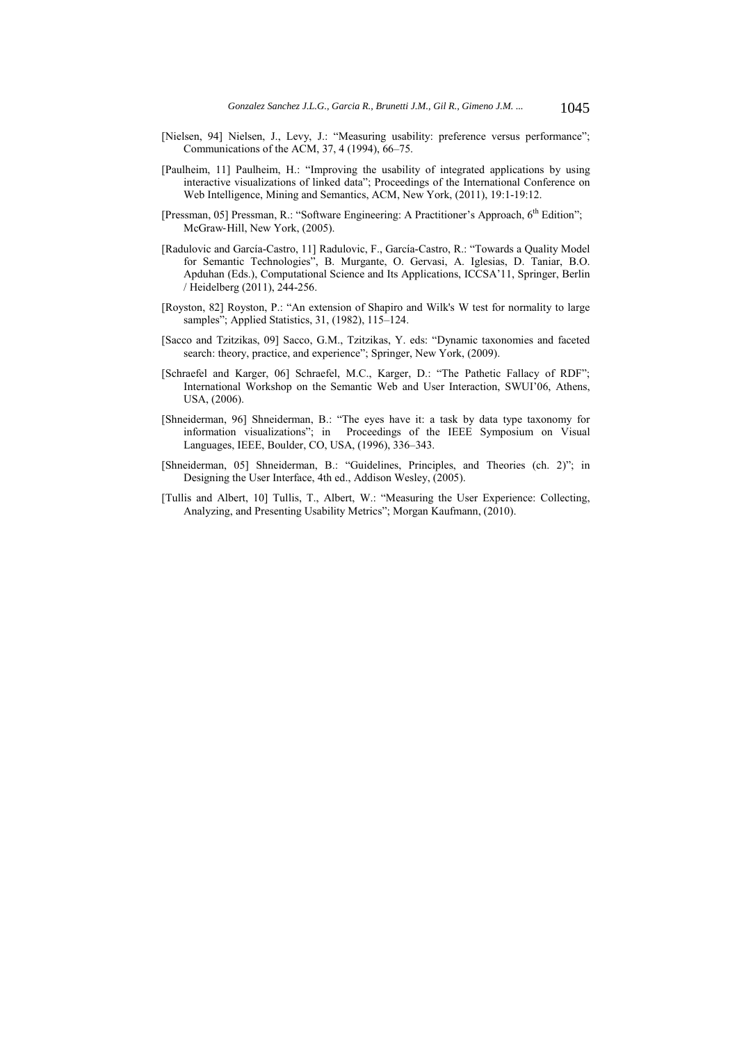[Nielsen, 94] Nielsen, J., Levy, J.: "Measuring usability: preference versus performance"; Communications of the ACM, 37, 4 (1994), 66–75.

[Paulheim, 11] Paulheim, H.: "Improving the usability of integrated applications by using interactive visualizations of linked data"; Proceedings of the International Conference on Web Intelligence, Mining and Semantics, ACM, New York, (2011), 19:1-19:12.

[Pressman, 05] Pressman, R.: "Software Engineering: A Practitioner's Approach, 6th Edition"; McGraw-Hill, New York, (2005).

[Radulovic and García-Castro, 11] Radulovic, F., García-Castro, R.: "Towards a Quality Model for Semantic Technologies", B. Murgante, O. Gervasi, A. Iglesias, D. Taniar, B.O. Apduhan (Eds.), Computational Science and Its Applications, ICCSA'11, Springer, Berlin / Heidelberg (2011), 244-256.

[Royston, 82] Royston, P.: "An extension of Shapiro and Wilk's W test for normality to large samples"; Applied Statistics, 31, (1982), 115–124.

[Sacco and Tzitzikas, 09] Sacco, G.M., Tzitzikas, Y. eds: "Dynamic taxonomies and faceted search: theory, practice, and experience"; Springer, New York, (2009).

[Schraefel and Karger, 06] Schraefel, M.C., Karger, D.: "The Pathetic Fallacy of RDF"; International Workshop on the Semantic Web and User Interaction, SWUI'06, Athens, USA, (2006).

[Shneiderman, 96] Shneiderman, B.: "The eyes have it: a task by data type taxonomy for information visualizations"; in Proceedings of the IEEE Symposium on Visual Languages, IEEE, Boulder, CO, USA, (1996), 336–343.

[Shneiderman, 05] Shneiderman, B.: "Guidelines, Principles, and Theories (ch. 2)"; in Designing the User Interface, 4th ed., Addison Wesley, (2005).

[Tullis and Albert, 10] Tullis, T., Albert, W.: "Measuring the User Experience: Collecting, Analyzing, and Presenting Usability Metrics"; Morgan Kaufmann, (2010).